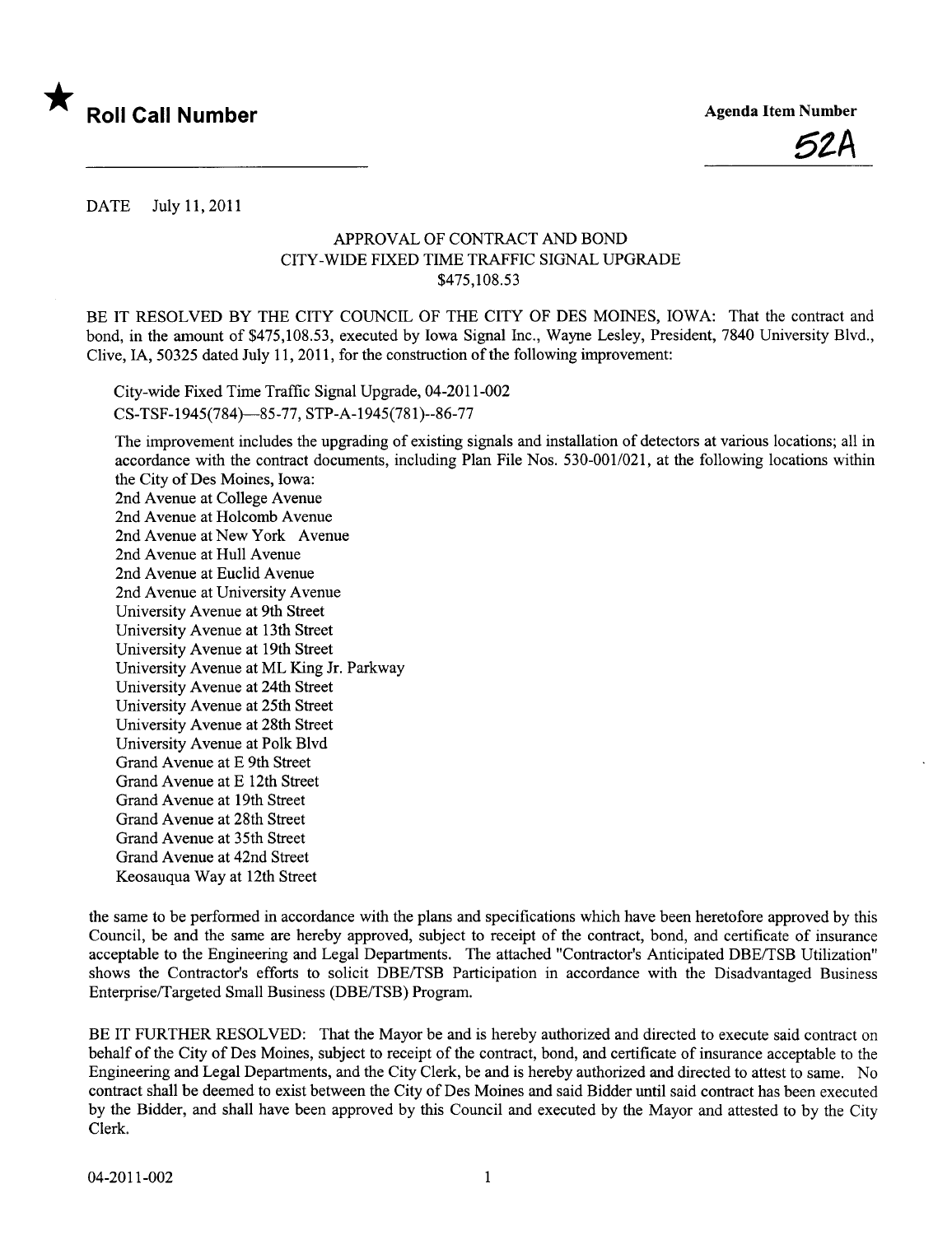★ **Roll Call Number**

**Agenda Item Number**

52A

DATE July 11, 2011

APPROVAL OF CONTRACT AND BOND
CITY-WIDE FIXED TIME TRAFFIC SIGNAL UPGRADE
$475,108.53

BE IT RESOLVED BY THE CITY COUNCIL OF THE CITY OF DES MOINES, IOWA: That the contract and bond, in the amount of $475,108.53, executed by Iowa Signal Inc., Wayne Lesley, President, 7840 University Blvd., Clive, IA, 50325 dated July 11, 2011, for the construction of the following improvement:

City-wide Fixed Time Traffic Signal Upgrade, 04-2011-002
CS-TSF-1945(784)—85-77, STP-A-1945(781)--86-77

The improvement includes the upgrading of existing signals and installation of detectors at various locations; all in accordance with the contract documents, including Plan File Nos. 530-001/021, at the following locations within the City of Des Moines, Iowa:
2nd Avenue at College Avenue
2nd Avenue at Holcomb Avenue
2nd Avenue at New York Avenue
2nd Avenue at Hull Avenue
2nd Avenue at Euclid Avenue
2nd Avenue at University Avenue
University Avenue at 9th Street
University Avenue at 13th Street
University Avenue at 19th Street
University Avenue at ML King Jr. Parkway
University Avenue at 24th Street
University Avenue at 25th Street
University Avenue at 28th Street
University Avenue at Polk Blvd
Grand Avenue at E 9th Street
Grand Avenue at E 12th Street
Grand Avenue at 19th Street
Grand Avenue at 28th Street
Grand Avenue at 35th Street
Grand Avenue at 42nd Street
Keosauqua Way at 12th Street

the same to be performed in accordance with the plans and specifications which have been heretofore approved by this Council, be and the same are hereby approved, subject to receipt of the contract, bond, and certificate of insurance acceptable to the Engineering and Legal Departments. The attached "Contractor's Anticipated DBE/TSB Utilization" shows the Contractor's efforts to solicit DBE/TSB Participation in accordance with the Disadvantaged Business Enterprise/Targeted Small Business (DBE/TSB) Program.

BE IT FURTHER RESOLVED: That the Mayor be and is hereby authorized and directed to execute said contract on behalf of the City of Des Moines, subject to receipt of the contract, bond, and certificate of insurance acceptable to the Engineering and Legal Departments, and the City Clerk, be and is hereby authorized and directed to attest to same. No contract shall be deemed to exist between the City of Des Moines and said Bidder until said contract has been executed by the Bidder, and shall have been approved by this Council and executed by the Mayor and attested to by the City Clerk.

04-2011-002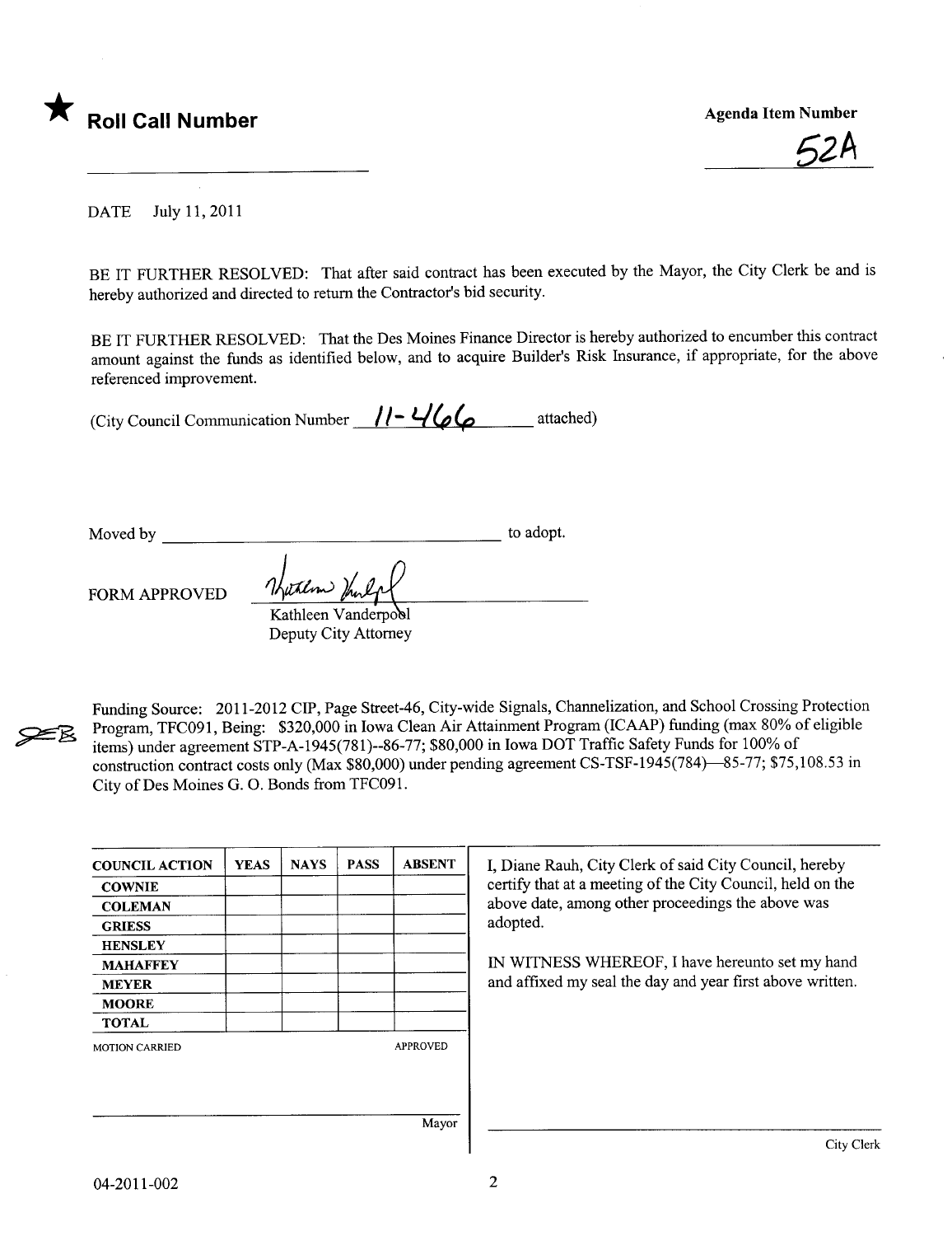★ **Roll Call Number**

**Agenda Item Number**

52A

DATE July 11, 2011

BE IT FURTHER RESOLVED: That after said contract has been executed by the Mayor, the City Clerk be and is hereby authorized and directed to return the Contractor's bid security.

BE IT FURTHER RESOLVED: That the Des Moines Finance Director is hereby authorized to encumber this contract amount against the funds as identified below, and to acquire Builder's Risk Insurance, if appropriate, for the above referenced improvement.

(City Council Communication Number 11-466 attached)

Moved by ______________________________ to adopt.

FORM APPROVED

Kathleen Vanderpool
Deputy City Attorney

Funding Source: 2011-2012 CIP, Page Street-46, City-wide Signals, Channelization, and School Crossing Protection Program, TFC091, Being: $320,000 in Iowa Clean Air Attainment Program (ICAAP) funding (max 80% of eligible items) under agreement STP-A-1945(781)--86-77; $80,000 in Iowa DOT Traffic Safety Funds for 100% of construction contract costs only (Max $80,000) under pending agreement CS-TSF-1945(784)—85-77; $75,108.53 in City of Des Moines G. O. Bonds from TFC091.

| COUNCIL ACTION | YEAS | NAYS | PASS | ABSENT |
|---|---|---|---|---|
| COWNIE | | | | |
| COLEMAN | | | | |
| GRIESS | | | | |
| HENSLEY | | | | |
| MAHAFFEY | | | | |
| MEYER | | | | |
| MOORE | | | | |
| TOTAL | | | | |

MOTION CARRIED APPROVED

Mayor

I, Diane Rauh, City Clerk of said City Council, hereby certify that at a meeting of the City Council, held on the above date, among other proceedings the above was adopted.

IN WITNESS WHEREOF, I have hereunto set my hand and affixed my seal the day and year first above written.

City Clerk

04-2011-002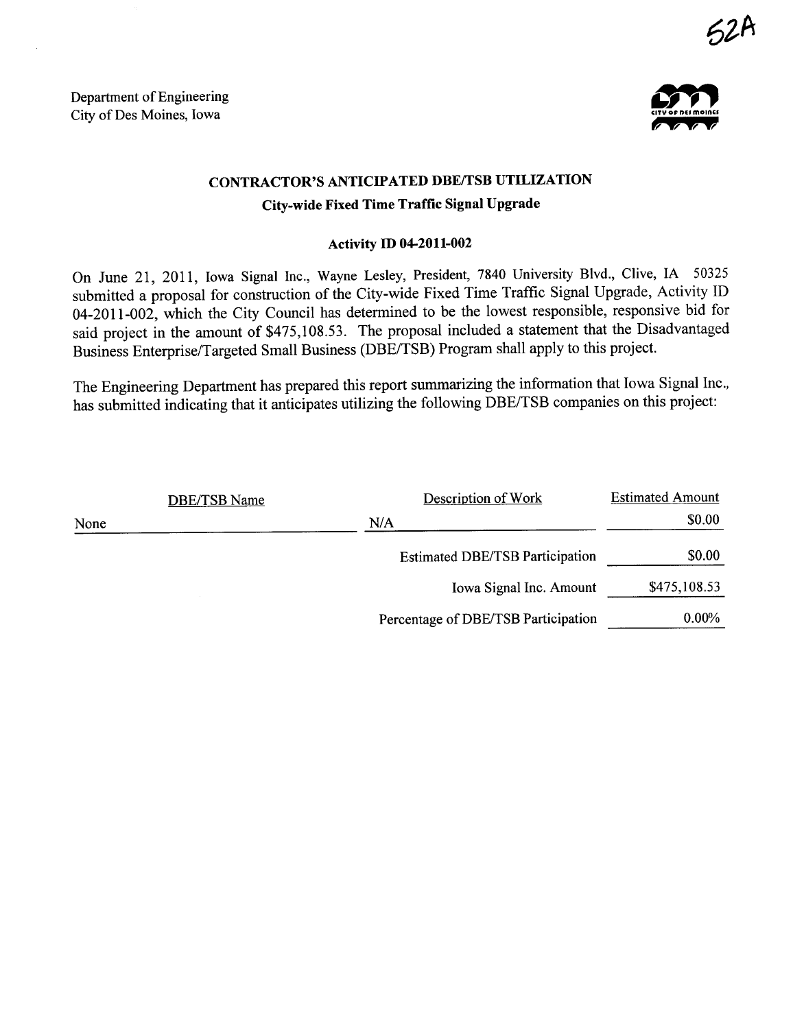52A

Department of Engineering
City of Des Moines, Iowa

## CONTRACTOR'S ANTICIPATED DBE/TSB UTILIZATION

### City-wide Fixed Time Traffic Signal Upgrade

### Activity ID 04-2011-002

On June 21, 2011, Iowa Signal Inc., Wayne Lesley, President, 7840 University Blvd., Clive, IA 50325 submitted a proposal for construction of the City-wide Fixed Time Traffic Signal Upgrade, Activity ID 04-2011-002, which the City Council has determined to be the lowest responsible, responsive bid for said project in the amount of $475,108.53. The proposal included a statement that the Disadvantaged Business Enterprise/Targeted Small Business (DBE/TSB) Program shall apply to this project.

The Engineering Department has prepared this report summarizing the information that Iowa Signal Inc., has submitted indicating that it anticipates utilizing the following DBE/TSB companies on this project:

| DBE/TSB Name | Description of Work | Estimated Amount |
|---|---|---|
| None | N/A | $0.00 |
| | Estimated DBE/TSB Participation | $0.00 |
| | Iowa Signal Inc. Amount | $475,108.53 |
| | Percentage of DBE/TSB Participation | 0.00% |